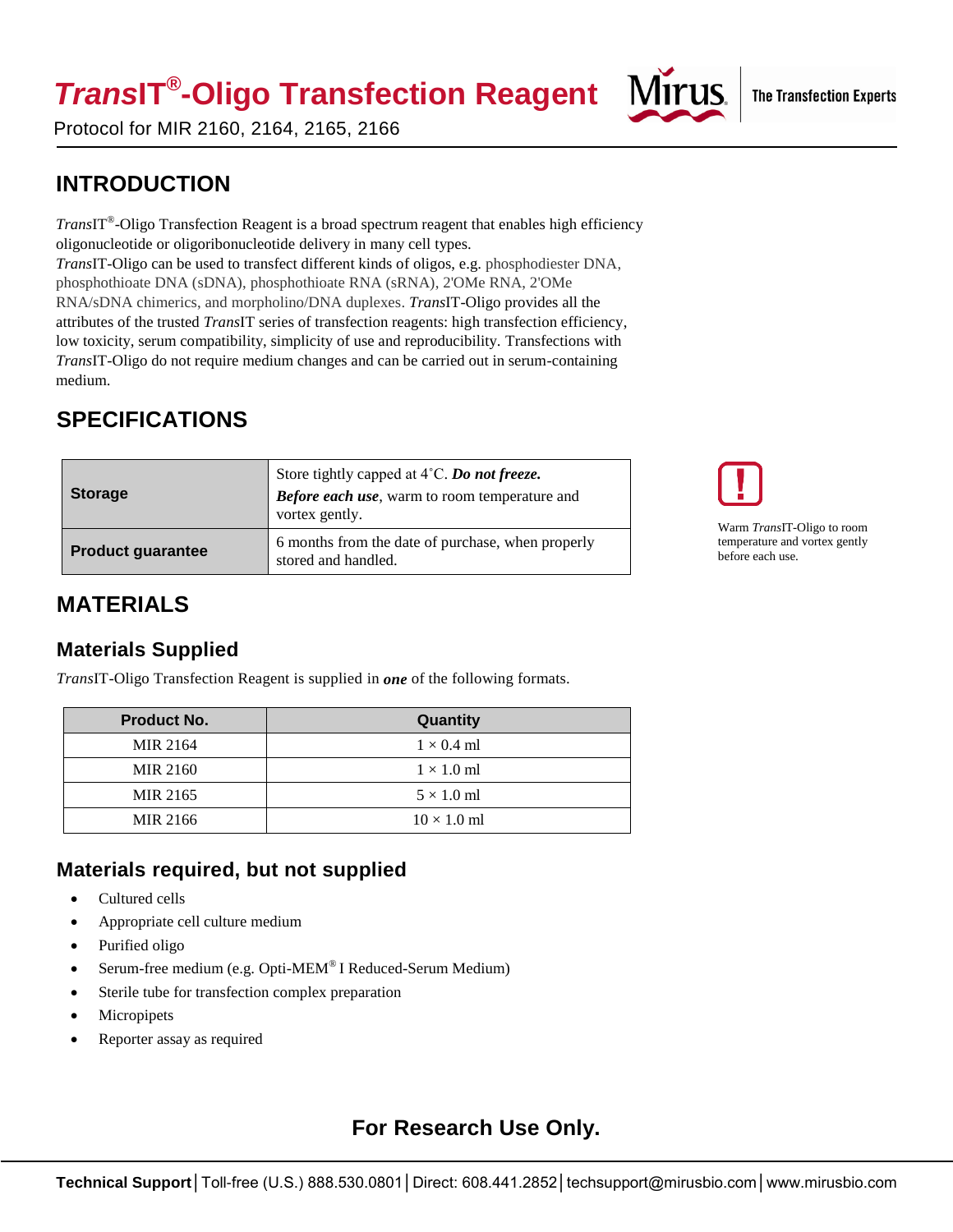# *Trans*IT®-Oligo Transfection Reagent

Protocol for MIR 2160, 2164, 2165, 2166

## INTRODUCTION

*Trans*IT®-Oligo Transfection Reagent is a broad spectrum reagent that enables high efficiency oligonucleotide or oligoribonucleotide delivery in many cell types.

*Trans*IT-Oligo can be used to transfect different kinds of oligos, e.g. phosphodiester DNA, phosphothioate DNA (sDNA), phosphothioate RNA (sRNA), 2'OMe RNA, 2'OMe RNA/sDNA chimerics, and morpholino/DNA duplexes. *Trans*IT-Oligo provides all the attributes of the trusted *Trans*IT series of transfection reagents: high transfection efficiency, low toxicity, serum compatibility, simplicity of use and reproducibility. Transfections with *Trans*IT-Oligo do not require medium changes and can be carried out in serum-containing medium.

## SPECIFICATIONS

| | |
|---|---|
| **Storage** | Store tightly capped at 4˚C. ***Do not freeze.*** ***Before each use***, warm to room temperature and vortex gently. |
| **Product guarantee** | 6 months from the date of purchase, when properly stored and handled. |

Warm *Trans*IT-Oligo to room temperature and vortex gently before each use.

## MATERIALS

### Materials Supplied

*Trans*IT-Oligo Transfection Reagent is supplied in ***one*** of the following formats.

| Product No. | Quantity |
|---|---|
| MIR 2164 | 1 × 0.4 ml |
| MIR 2160 | 1 × 1.0 ml |
| MIR 2165 | 5 × 1.0 ml |
| MIR 2166 | 10 × 1.0 ml |

### Materials required, but not supplied

- Cultured cells
- Appropriate cell culture medium
- Purified oligo
- Serum-free medium (e.g. Opti-MEM® I Reduced-Serum Medium)
- Sterile tube for transfection complex preparation
- Micropipets
- Reporter assay as required

**For Research Use Only.**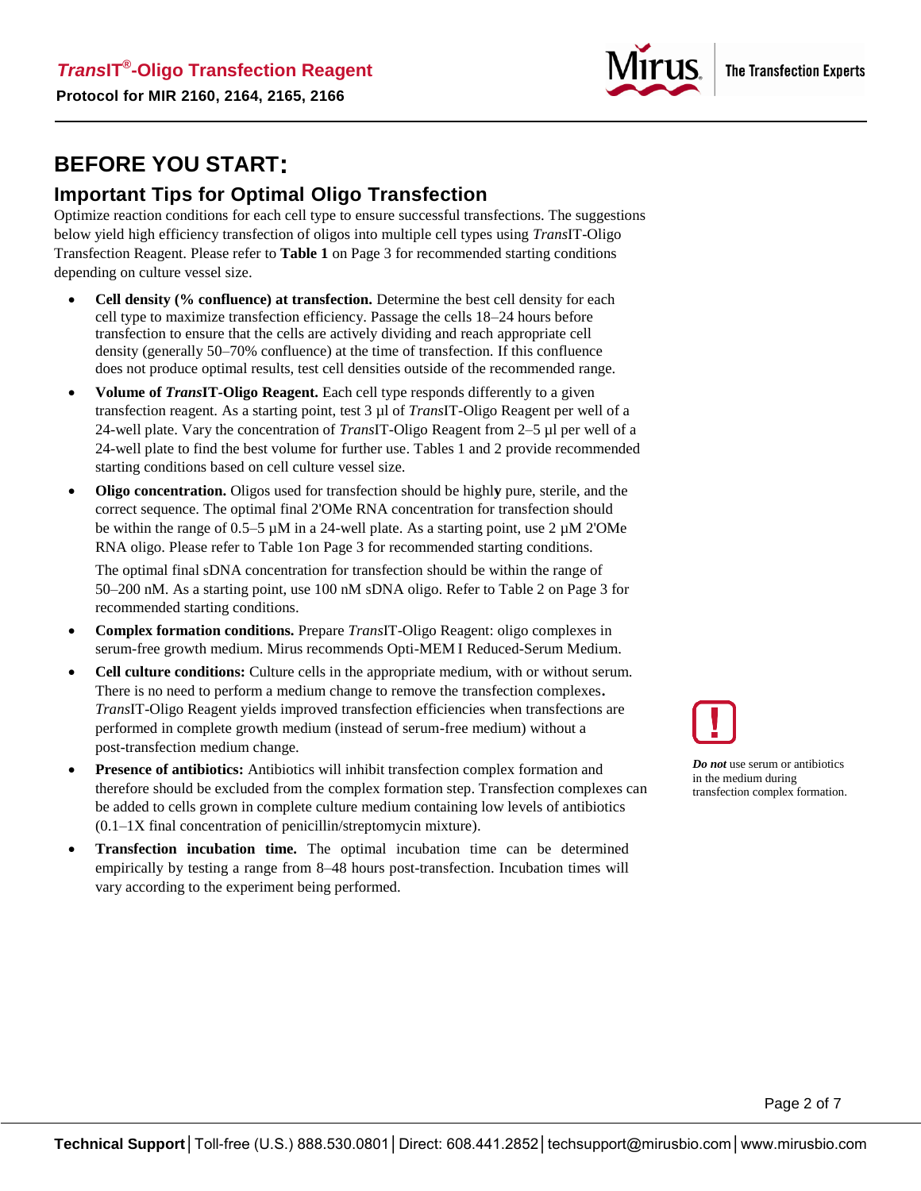# BEFORE YOU START:

## Important Tips for Optimal Oligo Transfection

Optimize reaction conditions for each cell type to ensure successful transfections. The suggestions below yield high efficiency transfection of oligos into multiple cell types using *Trans*IT-Oligo Transfection Reagent. Please refer to **Table 1** on Page 3 for recommended starting conditions depending on culture vessel size.

- **Cell density (% confluence) at transfection.** Determine the best cell density for each cell type to maximize transfection efficiency. Passage the cells 18–24 hours before transfection to ensure that the cells are actively dividing and reach appropriate cell density (generally 50–70% confluence) at the time of transfection. If this confluence does not produce optimal results, test cell densities outside of the recommended range.
- **Volume of *Trans*IT-Oligo Reagent.** Each cell type responds differently to a given transfection reagent. As a starting point, test 3 µl of *Trans*IT-Oligo Reagent per well of a 24-well plate. Vary the concentration of *Trans*IT-Oligo Reagent from 2–5 µl per well of a 24-well plate to find the best volume for further use. Tables 1 and 2 provide recommended starting conditions based on cell culture vessel size.
- **Oligo concentration.** Oligos used for transfection should be highly pure, sterile, and the correct sequence. The optimal final 2'OMe RNA concentration for transfection should be within the range of 0.5–5 µM in a 24-well plate. As a starting point, use 2 µM 2'OMe RNA oligo. Please refer to Table 1on Page 3 for recommended starting conditions.

  The optimal final sDNA concentration for transfection should be within the range of 50–200 nM. As a starting point, use 100 nM sDNA oligo. Refer to Table 2 on Page 3 for recommended starting conditions.
- **Complex formation conditions.** Prepare *Trans*IT-Oligo Reagent: oligo complexes in serum-free growth medium. Mirus recommends Opti-MEM I Reduced-Serum Medium.
- **Cell culture conditions:** Culture cells in the appropriate medium, with or without serum. There is no need to perform a medium change to remove the transfection complexes. *Trans*IT-Oligo Reagent yields improved transfection efficiencies when transfections are performed in complete growth medium (instead of serum-free medium) without a post-transfection medium change.
- **Presence of antibiotics:** Antibiotics will inhibit transfection complex formation and therefore should be excluded from the complex formation step. Transfection complexes can be added to cells grown in complete culture medium containing low levels of antibiotics (0.1–1X final concentration of penicillin/streptomycin mixture).
- **Transfection incubation time.** The optimal incubation time can be determined empirically by testing a range from 8–48 hours post-transfection. Incubation times will vary according to the experiment being performed.

***Do not*** use serum or antibiotics in the medium during transfection complex formation.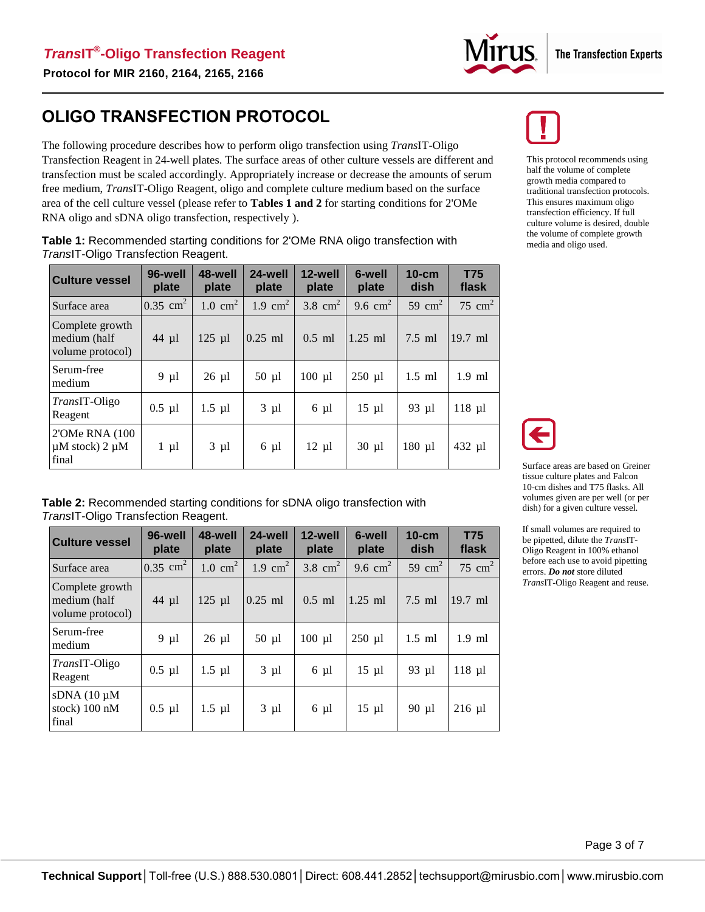# OLIGO TRANSFECTION PROTOCOL

The following procedure describes how to perform oligo transfection using *Trans*IT-Oligo Transfection Reagent in 24-well plates. The surface areas of other culture vessels are different and transfection must be scaled accordingly. Appropriately increase or decrease the amounts of serum free medium, *Trans*IT-Oligo Reagent, oligo and complete culture medium based on the surface area of the cell culture vessel (please refer to **Tables 1 and 2** for starting conditions for 2'OMe RNA oligo and sDNA oligo transfection, respectively ).

This protocol recommends using half the volume of complete growth media compared to traditional transfection protocols. This ensures maximum oligo transfection efficiency. If full culture volume is desired, double the volume of complete growth media and oligo used.

**Table 1:** Recommended starting conditions for 2'OMe RNA oligo transfection with *Trans*IT-Oligo Transfection Reagent.

| Culture vessel | 96-well plate | 48-well plate | 24-well plate | 12-well plate | 6-well plate | 10-cm dish | T75 flask |
|---|---|---|---|---|---|---|---|
| Surface area | 0.35 cm$^2$ | 1.0 cm$^2$ | 1.9 cm$^2$ | 3.8 cm$^2$ | 9.6 cm$^2$ | 59 cm$^2$ | 75 cm$^2$ |
| Complete growth medium (half volume protocol) | 44 µl | 125 µl | 0.25 ml | 0.5 ml | 1.25 ml | 7.5 ml | 19.7 ml |
| Serum-free medium | 9 µl | 26 µl | 50 µl | 100 µl | 250 µl | 1.5 ml | 1.9 ml |
| *Trans*IT-Oligo Reagent | 0.5 µl | 1.5 µl | 3 µl | 6 µl | 15 µl | 93 µl | 118 µl |
| 2'OMe RNA (100 µM stock) 2 µM final | 1 µl | 3 µl | 6 µl | 12 µl | 30 µl | 180 µl | 432 µl |

**Table 2:** Recommended starting conditions for sDNA oligo transfection with *Trans*IT-Oligo Transfection Reagent.

| Culture vessel | 96-well plate | 48-well plate | 24-well plate | 12-well plate | 6-well plate | 10-cm dish | T75 flask |
|---|---|---|---|---|---|---|---|
| Surface area | 0.35 cm$^2$ | 1.0 cm$^2$ | 1.9 cm$^2$ | 3.8 cm$^2$ | 9.6 cm$^2$ | 59 cm$^2$ | 75 cm$^2$ |
| Complete growth medium (half volume protocol) | 44 µl | 125 µl | 0.25 ml | 0.5 ml | 1.25 ml | 7.5 ml | 19.7 ml |
| Serum-free medium | 9 µl | 26 µl | 50 µl | 100 µl | 250 µl | 1.5 ml | 1.9 ml |
| *Trans*IT-Oligo Reagent | 0.5 µl | 1.5 µl | 3 µl | 6 µl | 15 µl | 93 µl | 118 µl |
| sDNA (10 µM stock) 100 nM final | 0.5 µl | 1.5 µl | 3 µl | 6 µl | 15 µl | 90 µl | 216 µl |

Surface areas are based on Greiner tissue culture plates and Falcon 10-cm dishes and T75 flasks. All volumes given are per well (or per dish) for a given culture vessel.

If small volumes are required to be pipetted, dilute the *Trans*IT-Oligo Reagent in 100% ethanol before each use to avoid pipetting errors. ***Do not*** store diluted *Trans*IT-Oligo Reagent and reuse.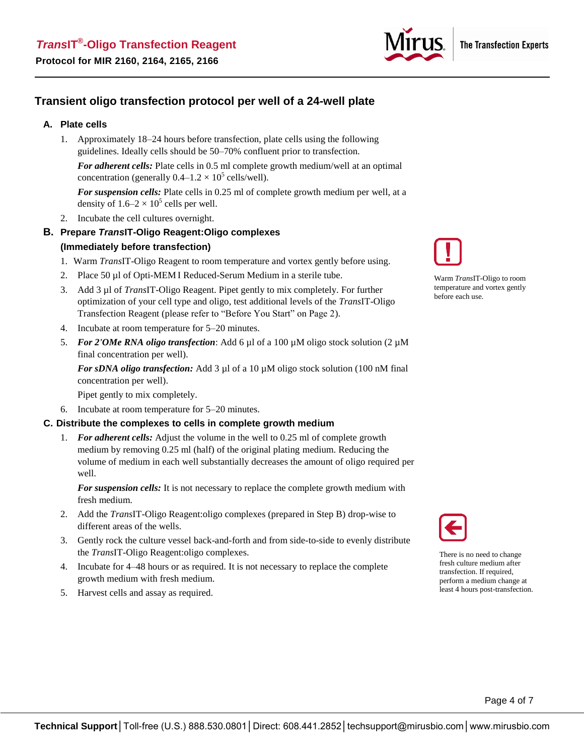## Transient oligo transfection protocol per well of a 24-well plate

### A. Plate cells

1. Approximately 18–24 hours before transfection, plate cells using the following guidelines. Ideally cells should be 50–70% confluent prior to transfection.

   ***For adherent cells:*** Plate cells in 0.5 ml complete growth medium/well at an optimal concentration (generally $0.4–1.2 \times 10^5$ cells/well).

   ***For suspension cells:*** Plate cells in 0.25 ml of complete growth medium per well, at a density of $1.6–2 \times 10^5$ cells per well.

2. Incubate the cell cultures overnight.

### B. Prepare *Trans*IT-Oligo Reagent:Oligo complexes (Immediately before transfection)

1. Warm *Trans*IT-Oligo Reagent to room temperature and vortex gently before using.
2. Place 50 µl of Opti-MEM I Reduced-Serum Medium in a sterile tube.
3. Add 3 µl of *Trans*IT-Oligo Reagent. Pipet gently to mix completely. For further optimization of your cell type and oligo, test additional levels of the *Trans*IT-Oligo Transfection Reagent (please refer to "Before You Start" on Page 2).
4. Incubate at room temperature for 5–20 minutes.
5. ***For 2'OMe RNA oligo transfection***: Add 6 µl of a 100 µM oligo stock solution (2 µM final concentration per well).

   ***For sDNA oligo transfection:*** Add 3 µl of a 10 µM oligo stock solution (100 nM final concentration per well).

   Pipet gently to mix completely.
6. Incubate at room temperature for 5–20 minutes.

Warm *Trans*IT-Oligo to room temperature and vortex gently before each use.

### C. Distribute the complexes to cells in complete growth medium

1. ***For adherent cells:*** Adjust the volume in the well to 0.25 ml of complete growth medium by removing 0.25 ml (half) of the original plating medium. Reducing the volume of medium in each well substantially decreases the amount of oligo required per well.

   ***For suspension cells:*** It is not necessary to replace the complete growth medium with fresh medium.
2. Add the *Trans*IT-Oligo Reagent:oligo complexes (prepared in Step B) drop-wise to different areas of the wells.
3. Gently rock the culture vessel back-and-forth and from side-to-side to evenly distribute the *Trans*IT-Oligo Reagent:oligo complexes.
4. Incubate for 4–48 hours or as required. It is not necessary to replace the complete growth medium with fresh medium.
5. Harvest cells and assay as required.

There is no need to change fresh culture medium after transfection. If required, perform a medium change at least 4 hours post-transfection.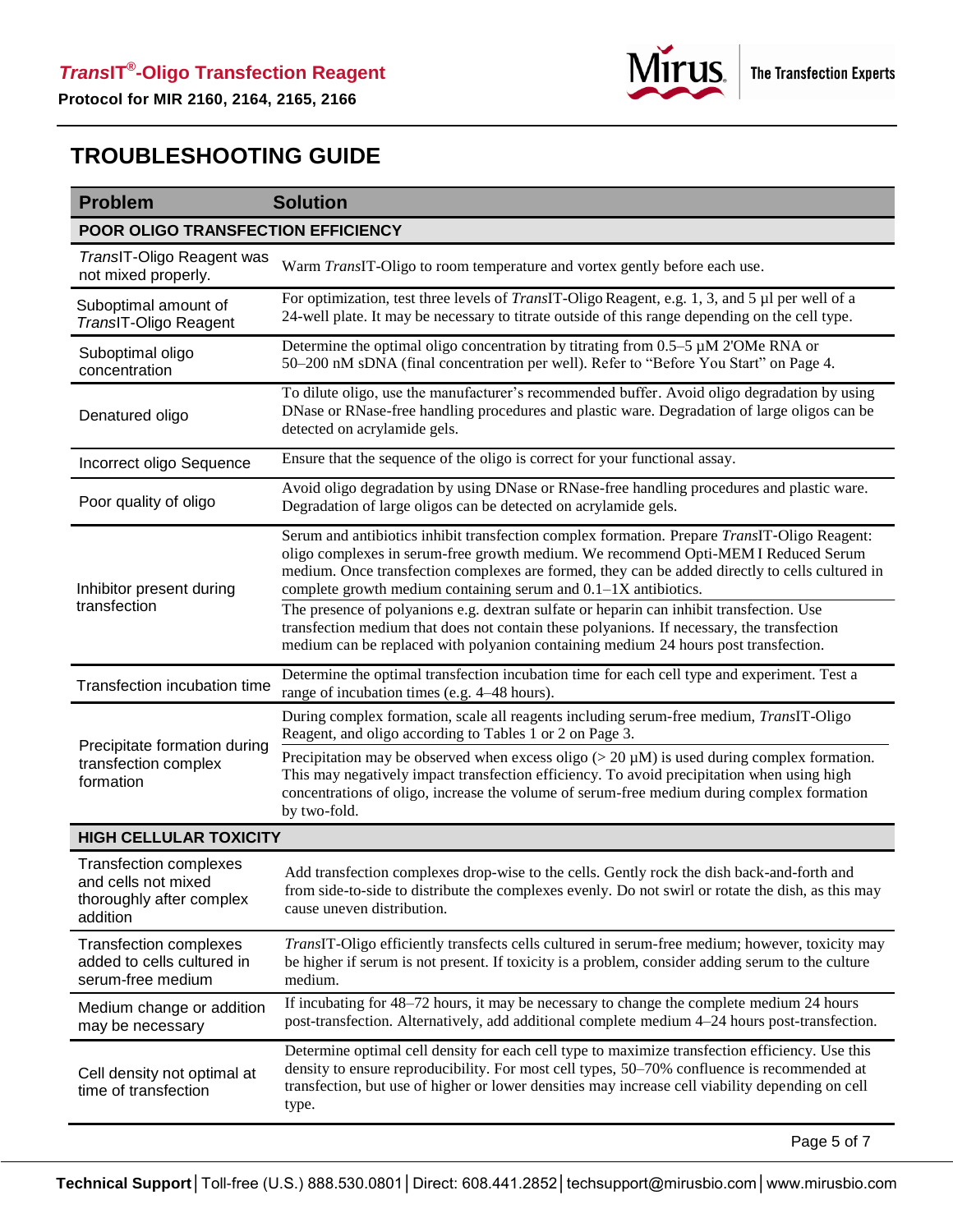# TROUBLESHOOTING GUIDE

| Problem | Solution |
|---|---|
| **POOR OLIGO TRANSFECTION EFFICIENCY** | |
| *Trans*IT-Oligo Reagent was not mixed properly. | Warm *Trans*IT-Oligo to room temperature and vortex gently before each use. |
| Suboptimal amount of *Trans*IT-Oligo Reagent | For optimization, test three levels of *Trans*IT-Oligo Reagent, e.g. 1, 3, and 5 µl per well of a 24-well plate. It may be necessary to titrate outside of this range depending on the cell type. |
| Suboptimal oligo concentration | Determine the optimal oligo concentration by titrating from 0.5–5 µM 2'OMe RNA or 50–200 nM sDNA (final concentration per well). Refer to "Before You Start" on Page 4. |
| Denatured oligo | To dilute oligo, use the manufacturer's recommended buffer. Avoid oligo degradation by using DNase or RNase-free handling procedures and plastic ware. Degradation of large oligos can be detected on acrylamide gels. |
| Incorrect oligo Sequence | Ensure that the sequence of the oligo is correct for your functional assay. |
| Poor quality of oligo | Avoid oligo degradation by using DNase or RNase-free handling procedures and plastic ware. Degradation of large oligos can be detected on acrylamide gels. |
| Inhibitor present during transfection | Serum and antibiotics inhibit transfection complex formation. Prepare *Trans*IT-Oligo Reagent: oligo complexes in serum-free growth medium. We recommend Opti-MEM I Reduced Serum medium. Once transfection complexes are formed, they can be added directly to cells cultured in complete growth medium containing serum and 0.1–1X antibiotics.<br><br>The presence of polyanions e.g. dextran sulfate or heparin can inhibit transfection. Use transfection medium that does not contain these polyanions. If necessary, the transfection medium can be replaced with polyanion containing medium 24 hours post transfection. |
| Transfection incubation time | Determine the optimal transfection incubation time for each cell type and experiment. Test a range of incubation times (e.g. 4–48 hours). |
| Precipitate formation during transfection complex formation | During complex formation, scale all reagents including serum-free medium, *Trans*IT-Oligo Reagent, and oligo according to Tables 1 or 2 on Page 3.<br><br>Precipitation may be observed when excess oligo (> 20 µM) is used during complex formation. This may negatively impact transfection efficiency. To avoid precipitation when using high concentrations of oligo, increase the volume of serum-free medium during complex formation by two-fold. |
| **HIGH CELLULAR TOXICITY** | |
| Transfection complexes and cells not mixed thoroughly after complex addition | Add transfection complexes drop-wise to the cells. Gently rock the dish back-and-forth and from side-to-side to distribute the complexes evenly. Do not swirl or rotate the dish, as this may cause uneven distribution. |
| Transfection complexes added to cells cultured in serum-free medium | *Trans*IT-Oligo efficiently transfects cells cultured in serum-free medium; however, toxicity may be higher if serum is not present. If toxicity is a problem, consider adding serum to the culture medium. |
| Medium change or addition may be necessary | If incubating for 48–72 hours, it may be necessary to change the complete medium 24 hours post-transfection. Alternatively, add additional complete medium 4–24 hours post-transfection. |
| Cell density not optimal at time of transfection | Determine optimal cell density for each cell type to maximize transfection efficiency. Use this density to ensure reproducibility. For most cell types, 50–70% confluence is recommended at transfection, but use of higher or lower densities may increase cell viability depending on cell type. |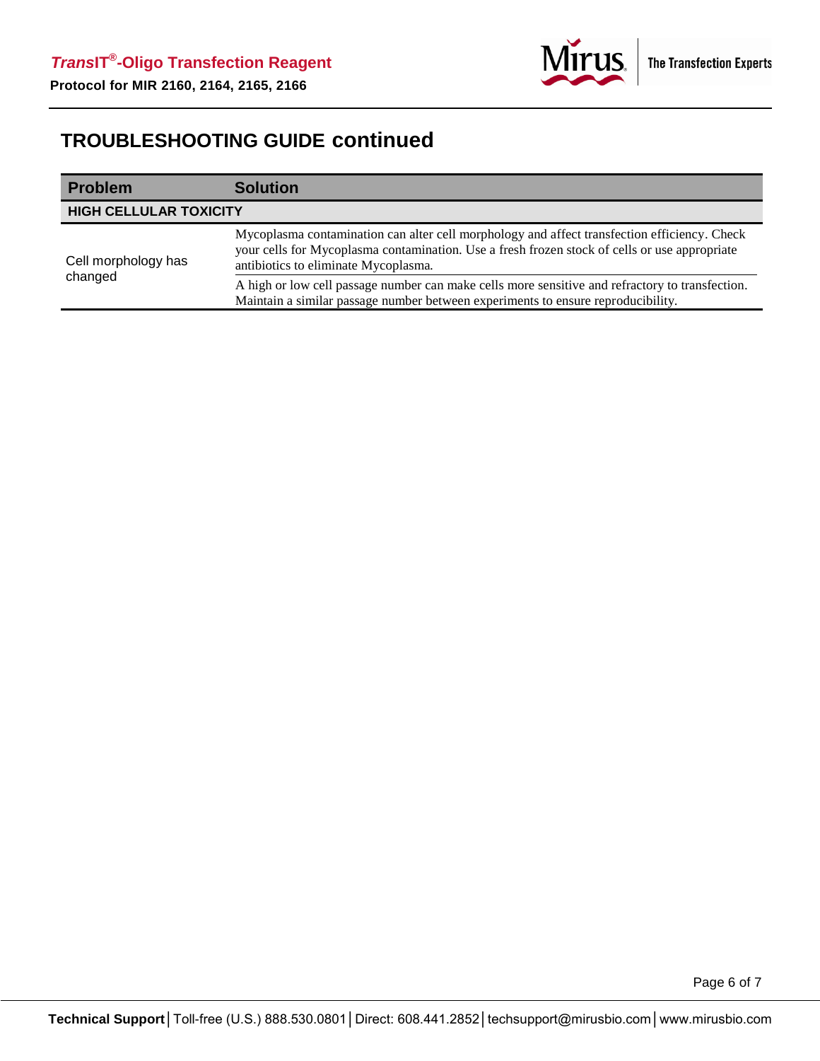## TROUBLESHOOTING GUIDE continued

| Problem | Solution |
|---|---|
| **HIGH CELLULAR TOXICITY** | |
| Cell morphology has changed | Mycoplasma contamination can alter cell morphology and affect transfection efficiency. Check your cells for Mycoplasma contamination. Use a fresh frozen stock of cells or use appropriate antibiotics to eliminate Mycoplasma. |
| | A high or low cell passage number can make cells more sensitive and refractory to transfection. Maintain a similar passage number between experiments to ensure reproducibility. |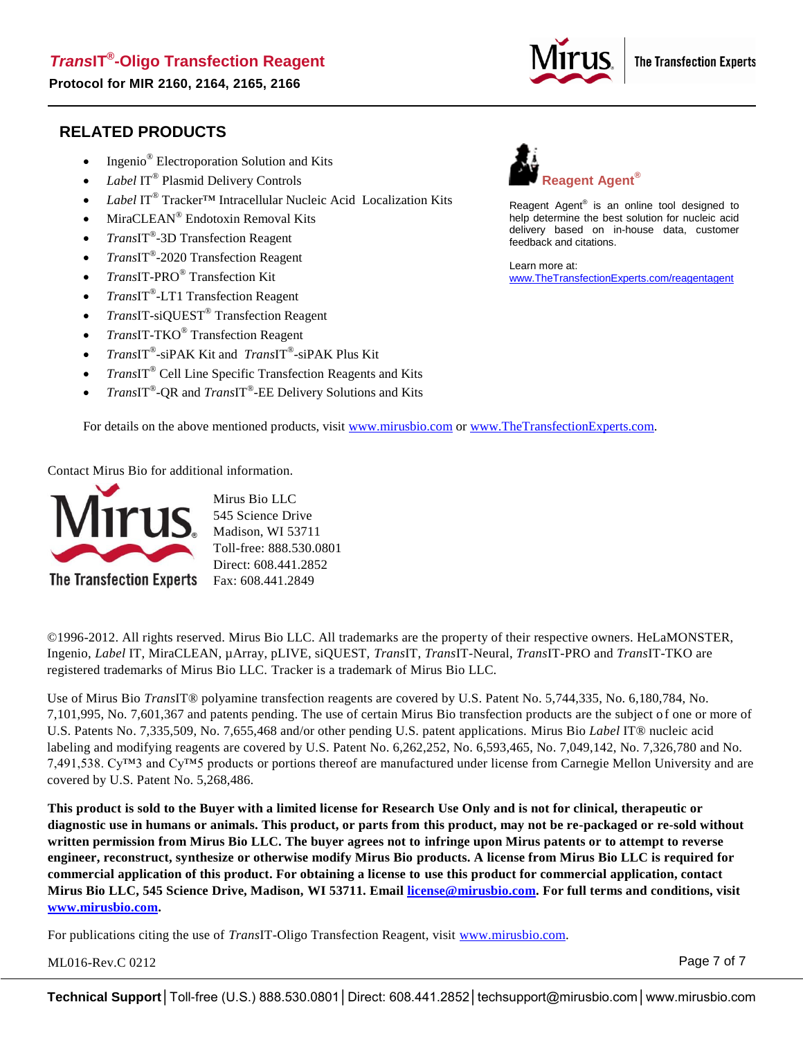## RELATED PRODUCTS

- Ingenio® Electroporation Solution and Kits
- *Label* IT® Plasmid Delivery Controls
- *Label* IT® Tracker™ Intracellular Nucleic Acid Localization Kits
- MiraCLEAN® Endotoxin Removal Kits
- *Trans*IT®-3D Transfection Reagent
- *Trans*IT®-2020 Transfection Reagent
- *Trans*IT-PRO® Transfection Kit
- *Trans*IT®-LT1 Transfection Reagent
- *Trans*IT-siQUEST® Transfection Reagent
- *Trans*IT-TKO® Transfection Reagent
- *Trans*IT®-siPAK Kit and *Trans*IT®-siPAK Plus Kit
- *Trans*IT® Cell Line Specific Transfection Reagents and Kits
- *Trans*IT®-QR and *Trans*IT®-EE Delivery Solutions and Kits

For details on the above mentioned products, visit www.mirusbio.com or www.TheTransfectionExperts.com.

**Reagent Agent®**

Reagent Agent® is an online tool designed to help determine the best solution for nucleic acid delivery based on in-house data, customer feedback and citations.

Learn more at:
www.TheTransfectionExperts.com/reagentagent

Contact Mirus Bio for additional information.

Mirus Bio LLC
545 Science Drive
Madison, WI 53711
Toll-free: 888.530.0801
Direct: 608.441.2852
Fax: 608.441.2849

©1996-2012. All rights reserved. Mirus Bio LLC. All trademarks are the property of their respective owners. HeLaMONSTER, Ingenio, *Label* IT, MiraCLEAN, µArray, pLIVE, siQUEST, *Trans*IT, *Trans*IT-Neural, *Trans*IT-PRO and *Trans*IT-TKO are registered trademarks of Mirus Bio LLC. Tracker is a trademark of Mirus Bio LLC.

Use of Mirus Bio *Trans*IT® polyamine transfection reagents are covered by U.S. Patent No. 5,744,335, No. 6,180,784, No. 7,101,995, No. 7,601,367 and patents pending. The use of certain Mirus Bio transfection products are the subject of one or more of U.S. Patents No. 7,335,509, No. 7,655,468 and/or other pending U.S. patent applications. Mirus Bio *Label* IT® nucleic acid labeling and modifying reagents are covered by U.S. Patent No. 6,262,252, No. 6,593,465, No. 7,049,142, No. 7,326,780 and No. 7,491,538. Cy™3 and Cy™5 products or portions thereof are manufactured under license from Carnegie Mellon University and are covered by U.S. Patent No. 5,268,486.

**This product is sold to the Buyer with a limited license for Research Use Only and is not for clinical, therapeutic or diagnostic use in humans or animals. This product, or parts from this product, may not be re-packaged or re-sold without written permission from Mirus Bio LLC. The buyer agrees not to infringe upon Mirus patents or to attempt to reverse engineer, reconstruct, synthesize or otherwise modify Mirus Bio products. A license from Mirus Bio LLC is required for commercial application of this product. For obtaining a license to use this product for commercial application, contact Mirus Bio LLC, 545 Science Drive, Madison, WI 53711. Email license@mirusbio.com. For full terms and conditions, visit www.mirusbio.com.**

For publications citing the use of *Trans*IT-Oligo Transfection Reagent, visit www.mirusbio.com.

ML016-Rev.C 0212